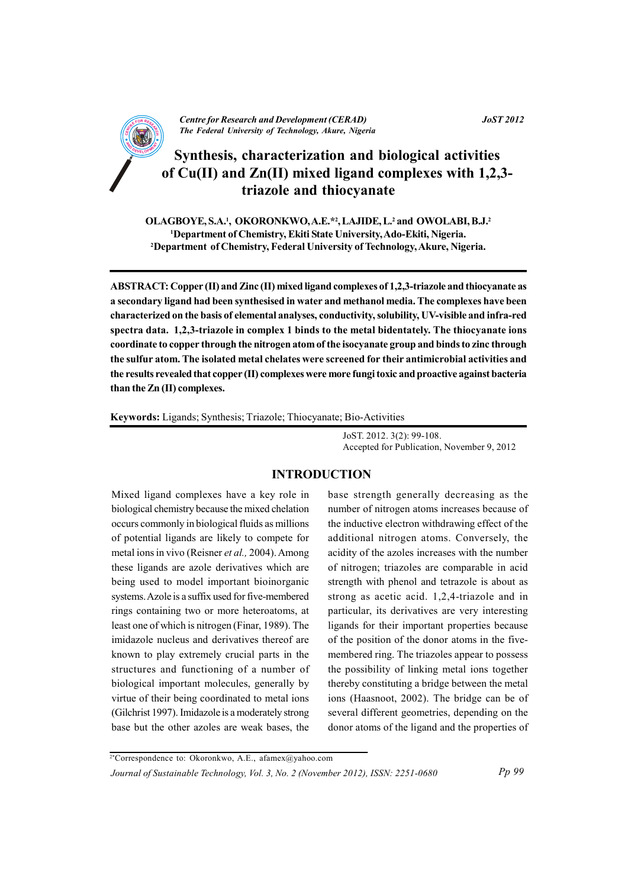# Synthesis, characterization and biological activities of Cu(II) and Zn(II) mixed ligand complexes with 1,2,3-triazole and thiocyanate

**OLAGBOYE, S.A.[1], OKORONKWO, A.E.*[2], LAJIDE, L.[2] and OWOLABI, B.J.[2]**

[1]Department of Chemistry, Ekiti State University, Ado-Ekiti, Nigeria.

[2]Department of Chemistry, Federal University of Technology, Akure, Nigeria.

**ABSTRACT: Copper (II) and Zinc (II) mixed ligand complexes of 1,2,3-triazole and thiocyanate as a secondary ligand had been synthesised in water and methanol media. The complexes have been characterized on the basis of elemental analyses, conductivity, solubility, UV-visible and infra-red spectra data. 1,2,3-triazole in complex 1 binds to the metal bidentately. The thiocyanate ions coordinate to copper through the nitrogen atom of the isocyanate group and binds to zinc through the sulfur atom. The isolated metal chelates were screened for their antimicrobial activities and the results revealed that copper (II) complexes were more fungi toxic and proactive against bacteria than the Zn (II) complexes.**

**Keywords:** Ligands; Synthesis; Triazole; Thiocyanate; Bio-Activities

JoST. 2012. 3(2): 99-108.
Accepted for Publication, November 9, 2012

## INTRODUCTION

Mixed ligand complexes have a key role in biological chemistry because the mixed chelation occurs commonly in biological fluids as millions of potential ligands are likely to compete for metal ions in vivo (Reisner *et al.,* 2004). Among these ligands are azole derivatives which are being used to model important bioinorganic systems. Azole is a suffix used for five-membered rings containing two or more heteroatoms, at least one of which is nitrogen (Finar, 1989). The imidazole nucleus and derivatives thereof are known to play extremely crucial parts in the structures and functioning of a number of biological important molecules, generally by virtue of their being coordinated to metal ions (Gilchrist 1997). Imidazole is a moderately strong base but the other azoles are weak bases, the base strength generally decreasing as the number of nitrogen atoms increases because of the inductive electron withdrawing effect of the additional nitrogen atoms. Conversely, the acidity of the azoles increases with the number of nitrogen; triazoles are comparable in acid strength with phenol and tetrazole is about as strong as acetic acid. 1,2,4-triazole and in particular, its derivatives are very interesting ligands for their important properties because of the position of the donor atoms in the five-membered ring. The triazoles appear to possess the possibility of linking metal ions together thereby constituting a bridge between the metal ions (Haasnoot, 2002). The bridge can be of several different geometries, depending on the donor atoms of the ligand and the properties of

*Correspondence to: Okoronkwo, A.E., afamex@yahoo.com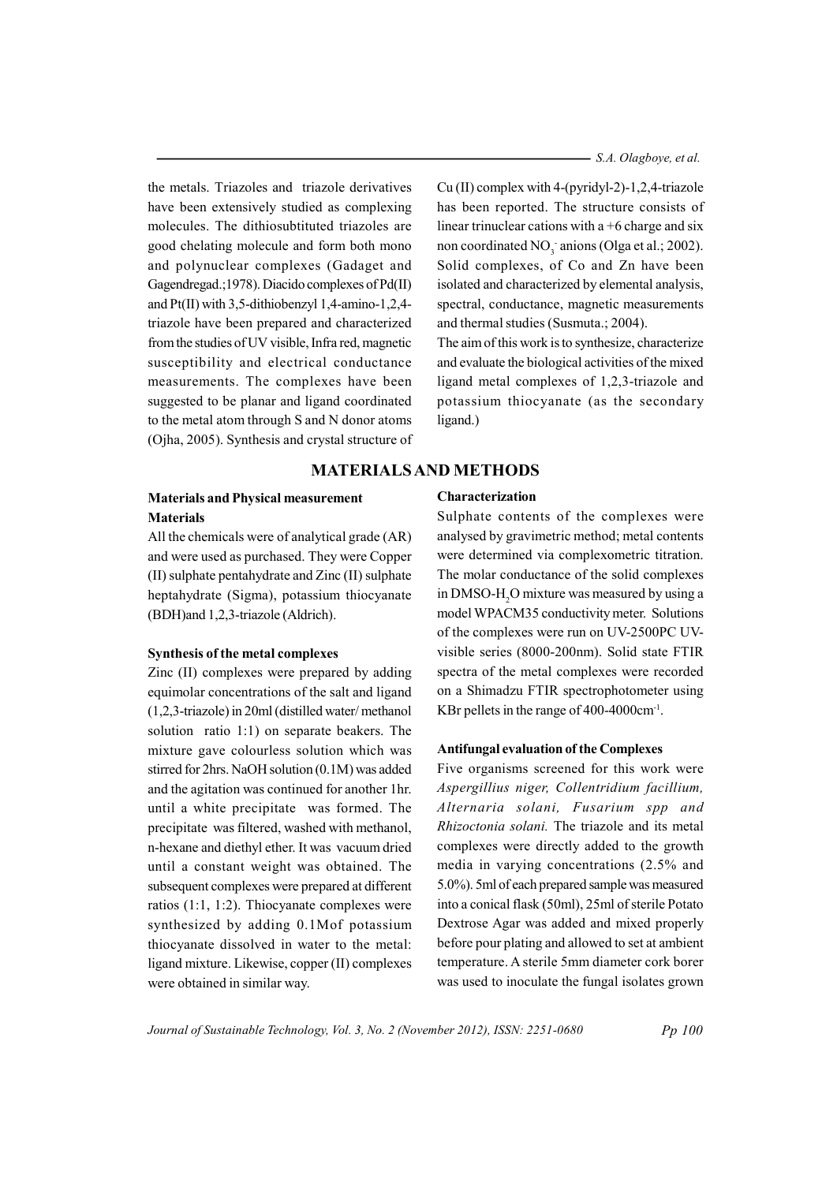the metals. Triazoles and triazole derivatives have been extensively studied as complexing molecules. The dithiosubtituted triazoles are good chelating molecule and form both mono and polynuclear complexes (Gadaget and Gagendregad.;1978). Diacido complexes of Pd(II) and Pt(II) with 3,5-dithiobenzyl 1,4-amino-1,2,4-triazole have been prepared and characterized from the studies of UV visible, Infra red, magnetic susceptibility and electrical conductance measurements. The complexes have been suggested to be planar and ligand coordinated to the metal atom through S and N donor atoms (Ojha, 2005). Synthesis and crystal structure of Cu (II) complex with 4-(pyridyl-2)-1,2,4-triazole has been reported. The structure consists of linear trinuclear cations with a +6 charge and six non coordinated $NO_3^-$ anions (Olga et al.; 2002). Solid complexes, of Co and Zn have been isolated and characterized by elemental analysis, spectral, conductance, magnetic measurements and thermal studies (Susmuta.; 2004).

The aim of this work is to synthesize, characterize and evaluate the biological activities of the mixed ligand metal complexes of 1,2,3-triazole and potassium thiocyanate (as the secondary ligand.)

## MATERIALS AND METHODS

### Materials and Physical measurement

#### Materials

All the chemicals were of analytical grade (AR) and were used as purchased. They were Copper (II) sulphate pentahydrate and Zinc (II) sulphate heptahydrate (Sigma), potassium thiocyanate (BDH)and 1,2,3-triazole (Aldrich).

#### Synthesis of the metal complexes

Zinc (II) complexes were prepared by adding equimolar concentrations of the salt and ligand (1,2,3-triazole) in 20ml (distilled water/ methanol solution ratio 1:1) on separate beakers. The mixture gave colourless solution which was stirred for 2hrs. NaOH solution (0.1M) was added and the agitation was continued for another 1hr. until a white precipitate was formed. The precipitate was filtered, washed with methanol, n-hexane and diethyl ether. It was vacuum dried until a constant weight was obtained. The subsequent complexes were prepared at different ratios (1:1, 1:2). Thiocyanate complexes were synthesized by adding 0.1Mof potassium thiocyanate dissolved in water to the metal: ligand mixture. Likewise, copper (II) complexes were obtained in similar way.

#### Characterization

Sulphate contents of the complexes were analysed by gravimetric method; metal contents were determined via complexometric titration. The molar conductance of the solid complexes in DMSO-$H_2O$ mixture was measured by using a model WPACM35 conductivity meter. Solutions of the complexes were run on UV-2500PC UV-visible series (8000-200nm). Solid state FTIR spectra of the metal complexes were recorded on a Shimadzu FTIR spectrophotometer using KBr pellets in the range of 400-4000cm$^{-1}$.

#### Antifungal evaluation of the Complexes

Five organisms screened for this work were *Aspergillius niger, Collentridium facillium, Alternaria solani, Fusarium spp and Rhizoctonia solani.* The triazole and its metal complexes were directly added to the growth media in varying concentrations (2.5% and 5.0%). 5ml of each prepared sample was measured into a conical flask (50ml), 25ml of sterile Potato Dextrose Agar was added and mixed properly before pour plating and allowed to set at ambient temperature. A sterile 5mm diameter cork borer was used to inoculate the fungal isolates grown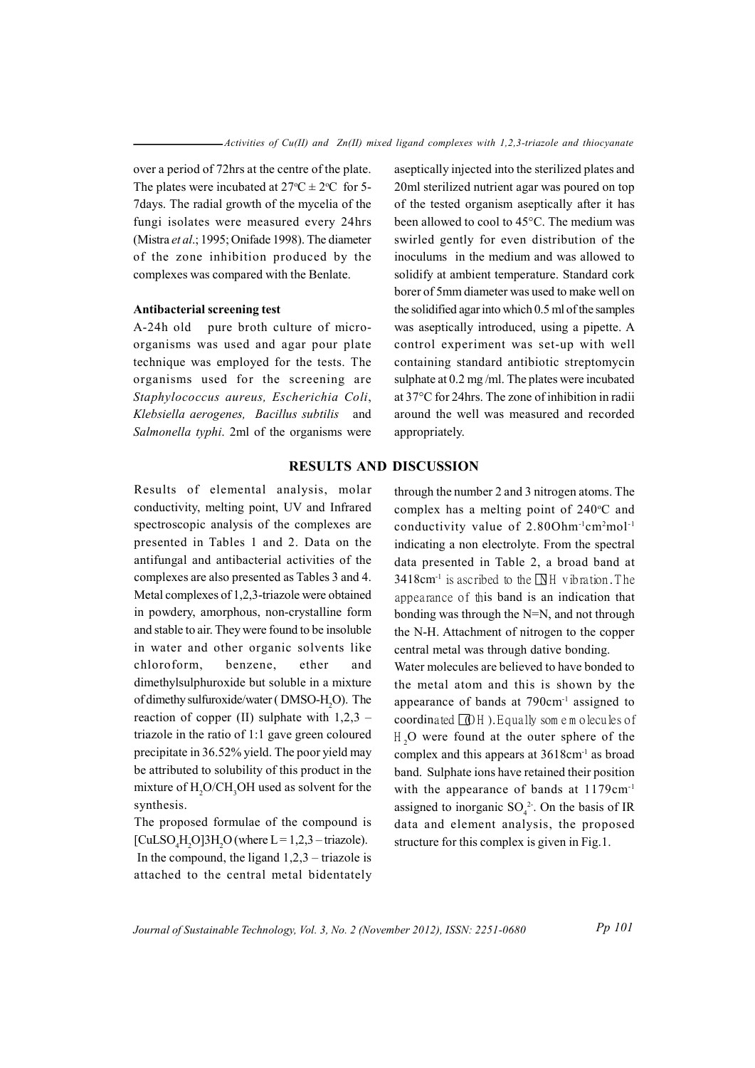over a period of 72hrs at the centre of the plate. The plates were incubated at 27ºC ± 2ºC for 5-7days. The radial growth of the mycelia of the fungi isolates were measured every 24hrs (Mistra *et al*.; 1995; Onifade 1998). The diameter of the zone inhibition produced by the complexes was compared with the Benlate.

**Antibacterial screening test**

A-24h old pure broth culture of micro-organisms was used and agar pour plate technique was employed for the tests. The organisms used for the screening are *Staphylococcus aureus, Escherichia Coli*, *Klebsiella aerogenes, Bacillus subtilis* and *Salmonella typhi*. 2ml of the organisms were aseptically injected into the sterilized plates and 20ml sterilized nutrient agar was poured on top of the tested organism aseptically after it has been allowed to cool to 45°C. The medium was swirled gently for even distribution of the inoculums in the medium and was allowed to solidify at ambient temperature. Standard cork borer of 5mm diameter was used to make well on the solidified agar into which 0.5 ml of the samples was aseptically introduced, using a pipette. A control experiment was set-up with well containing standard antibiotic streptomycin sulphate at 0.2 mg /ml. The plates were incubated at 37°C for 24hrs. The zone of inhibition in radii around the well was measured and recorded appropriately.

## RESULTS AND DISCUSSION

Results of elemental analysis, molar conductivity, melting point, UV and Infrared spectroscopic analysis of the complexes are presented in Tables 1 and 2. Data on the antifungal and antibacterial activities of the complexes are also presented as Tables 3 and 4. Metal complexes of 1,2,3-triazole were obtained in powdery, amorphous, non-crystalline form and stable to air. They were found to be insoluble in water and other organic solvents like chloroform, benzene, ether and dimethylsulphuroxide but soluble in a mixture of dimethy sulfuroxide/water ( DMSO-$H_2O$). The reaction of copper (II) sulphate with 1,2,3 – triazole in the ratio of 1:1 gave green coloured precipitate in 36.52% yield. The poor yield may be attributed to solubility of this product in the mixture of $H_2O/CH_3OH$ used as solvent for the synthesis.

The proposed formulae of the compound is $[CuLSO_4H_2O]3H_2O$ (where L = 1,2,3 – triazole). In the compound, the ligand 1,2,3 – triazole is attached to the central metal bidentately through the number 2 and 3 nitrogen atoms. The complex has a melting point of 240ºC and conductivity value of 2.80Ohm$^{-1}$cm$^2$mol$^{-1}$ indicating a non electrolyte. From the spectral data presented in Table 2, a broad band at 3418cm$^{-1}$ is ascribed to the $\nu$NH vibration. The appearance of this band is an indication that bonding was through the N=N, and not through the N-H. Attachment of nitrogen to the copper central metal was through dative bonding.

Water molecules are believed to have bonded to the metal atom and this is shown by the appearance of bands at 790cm$^{-1}$ assigned to coordinated $\nu$(OH). Equally some molecules of $H_2O$ were found at the outer sphere of the complex and this appears at 3618cm$^{-1}$ as broad band. Sulphate ions have retained their position with the appearance of bands at 1179cm$^{-1}$ assigned to inorganic $SO_4^{2-}$. On the basis of IR data and element analysis, the proposed structure for this complex is given in Fig.1.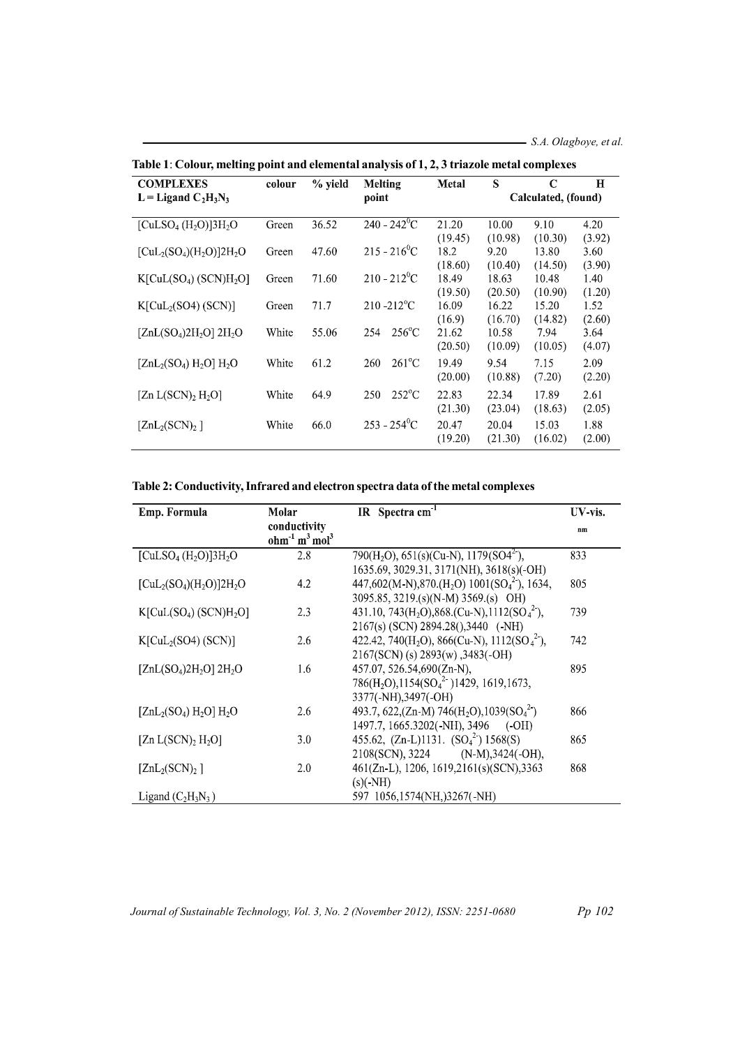**Table 1**: **Colour, melting point and elemental analysis of 1, 2, 3 triazole metal complexes**

| COMPLEXES L = Ligand $C_2H_3N_3$ | colour | % yield | Melting point | Metal | S | C | H |
|---|---|---|---|---|---|---|---|
| | | | | | Calculated, (found) | | |
| $[CuLSO_4\,(H_2O)]3H_2O$ | Green | 36.52 | 240 - 242$^0$C | 21.20 (19.45) | 10.00 (10.98) | 9.10 (10.30) | 4.20 (3.92) |
| $[CuL_2(SO_4)(H_2O)]2H_2O$ | Green | 47.60 | 215 - 216$^0$C | 18.2 (18.60) | 9.20 (10.40) | 13.80 (14.50) | 3.60 (3.90) |
| $K[CuL(SO_4)\,(SCN)H_2O]$ | Green | 71.60 | 210 - 212$^0$C | 18.49 (19.50) | 18.63 (20.50) | 10.48 (10.90) | 1.40 (1.20) |
| $K[CuL_2(SO4)\,(SCN)]$ | Green | 71.7 | 210 -212$^o$C | 16.09 (16.9) | 16.22 (16.70) | 15.20 (14.82) | 1.52 (2.60) |
| $[ZnL(SO_4)2H_2O]\,2H_2O$ | White | 55.06 | 254 256$^o$C | 21.62 (20.50) | 10.58 (10.09) | 7.94 (10.05) | 3.64 (4.07) |
| $[ZnL_2(SO_4)\,H_2O]\,H_2O$ | White | 61.2 | 260 261$^o$C | 19.49 (20.00) | 9.54 (10.88) | 7.15 (7.20) | 2.09 (2.20) |
| $[Zn\,L(SCN)_2\,H_2O]$ | White | 64.9 | 250 252$^o$C | 22.83 (21.30) | 22.34 (23.04) | 17.89 (18.63) | 2.61 (2.05) |
| $[ZnL_2(SCN)_2\,]$ | White | 66.0 | 253 - 254$^0$C | 20.47 (19.20) | 20.04 (21.30) | 15.03 (16.02) | 1.88 (2.00) |

**Table 2: Conductivity, Infrared and electron spectra data of the metal complexes**

| Emp. Formula | Molar conductivity ohm$^{-1}$ m$^3$ mol$^3$ | IR Spectra cm$^{-1}$ | UV-vis. nm |
|---|---|---|---|
| $[CuLSO_4\,(H_2O)]3H_2O$ | 2.8 | 790($H_2O$), 651(s)(Cu-N), 1179($SO4^{2-}$), 1635.69, 3029.31, 3171(NH), 3618(s)(-OH) | 833 |
| $[CuL_2(SO_4)(H_2O)]2H_2O$ | 4.2 | 447,602(M-N),870.($H_2O$) 1001($SO_4^{2-}$), 1634, 3095.85, 3219.(s)(N-M) 3569.(s) OH) | 805 |
| $K[CuL(SO_4)\,(SCN)H_2O]$ | 2.3 | 431.10, 743($H_2O$),868.(Cu-N),1112($SO_4^{2-}$), 2167(s) (SCN) 2894.28(),3440 (-NH) | 739 |
| $K[CuL_2(SO4)\,(SCN)]$ | 2.6 | 422.42, 740($H_2O$), 866(Cu-N), 1112($SO_4^{2-}$), 2167(SCN) (s) 2893(w) ,3483(-OH) | 742 |
| $[ZnL(SO_4)2H_2O]\,2H_2O$ | 1.6 | 457.07, 526.54,690(Zn-N), 786($H_2O$),1154($SO_4^{2-}$ )1429, 1619,1673, 3377(-NH),3497(-OH) | 895 |
| $[ZnL_2(SO_4)\,H_2O]\,H_2O$ | 2.6 | 493.7, 622,(Zn-M) 746($H_2O$),1039($SO_4^{2-}$) 1497.7, 1665.3202(-NH), 3496 (-OH) | 866 |
| $[Zn\,L(SCN)_2\,H_2O]$ | 3.0 | 455.62, (Zn-L)1131. ($SO_4^{2-}$) 1568(S) 2108(SCN), 3224 (N-M),3424(-OH), | 865 |
| $[ZnL_2(SCN)_2\,]$ | 2.0 | 461(Zn-L), 1206, 1619,2161(s)(SCN),3363 (s)(-NH) | 868 |
| Ligand ($C_2H_3N_3$) | | 597 1056,1574(NH,)3267(-NH) | |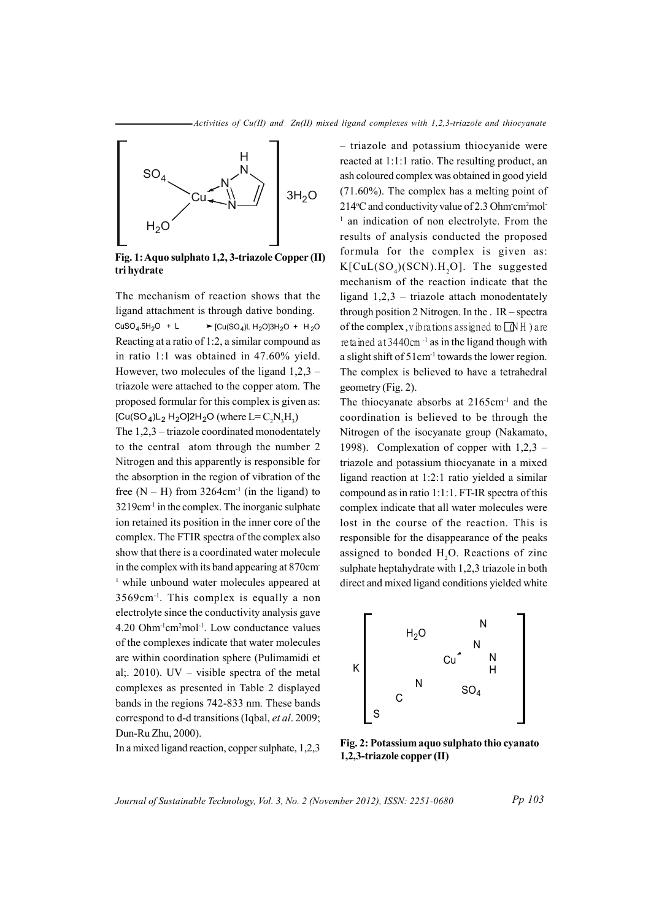Fig. 1: Aquo sulphato 1,2, 3-triazole Copper (II) tri hydrate

The mechanism of reaction shows that the ligand attachment is through dative bonding.

$$CuSO_4.5H_2O + L \rightarrow [Cu(SO_4)L\ H_2O]3H_2O + H_2O$$

Reacting at a ratio of 1:2, a similar compound as in ratio 1:1 was obtained in 47.60% yield. However, two molecules of the ligand 1,2,3 – triazole were attached to the copper atom. The proposed formular for this complex is given as: $[Cu(SO_4)L_2\ H_2O]2H_2O$ (where $L = C_2N_3H_3$)

The 1,2,3 – triazole coordinated monodentately to the central atom through the number 2 Nitrogen and this apparently is responsible for the absorption in the region of vibration of the free (N – H) from 3264cm$^{-1}$ (in the ligand) to 3219cm$^{-1}$ in the complex. The inorganic sulphate ion retained its position in the inner core of the complex. The FTIR spectra of the complex also show that there is a coordinated water molecule in the complex with its band appearing at 870cm$^{-1}$ while unbound water molecules appeared at 3569cm$^{-1}$. This complex is equally a non electrolyte since the conductivity analysis gave 4.20 Ohm$^{-1}$cm$^2$mol$^{-1}$. Low conductance values of the complexes indicate that water molecules are within coordination sphere (Pulimamidi et al;. 2010). UV – visible spectra of the metal complexes as presented in Table 2 displayed bands in the regions 742-833 nm. These bands correspond to d-d transitions (Iqbal, *et al*. 2009; Dun-Ru Zhu, 2000).

In a mixed ligand reaction, copper sulphate, 1,2,3 – triazole and potassium thiocyanide were reacted at 1:1:1 ratio. The resulting product, an ash coloured complex was obtained in good yield (71.60%). The complex has a melting point of 214°C and conductivity value of 2.3 Ohm$^{-1}$cm$^2$mol$^{-1}$ an indication of non electrolyte. From the results of analysis conducted the proposed formula for the complex is given as: $K[CuL(SO_4)(SCN).H_2O]$. The suggested mechanism of the reaction indicate that the ligand 1,2,3 – triazole attach monodentately through position 2 Nitrogen. In the . IR – spectra of the complex, vibrations assigned to $\nu$(NH) are retained at 3440cm$^{-1}$ as in the ligand though with a slight shift of 51cm$^{-1}$ towards the lower region. The complex is believed to have a tetrahedral geometry (Fig. 2).

The thiocyanate absorbs at 2165cm$^{-1}$ and the coordination is believed to be through the Nitrogen of the isocyanate group (Nakamato, 1998). Complexation of copper with 1,2,3 – triazole and potassium thiocyanate in a mixed ligand reaction at 1:2:1 ratio yielded a similar compound as in ratio 1:1:1. FT-IR spectra of this complex indicate that all water molecules were lost in the course of the reaction. This is responsible for the disappearance of the peaks assigned to bonded $H_2O$. Reactions of zinc sulphate heptahydrate with 1,2,3 triazole in both direct and mixed ligand conditions yielded white

Fig. 2: Potassium aquo sulphato thio cyanato 1,2,3-triazole copper (II)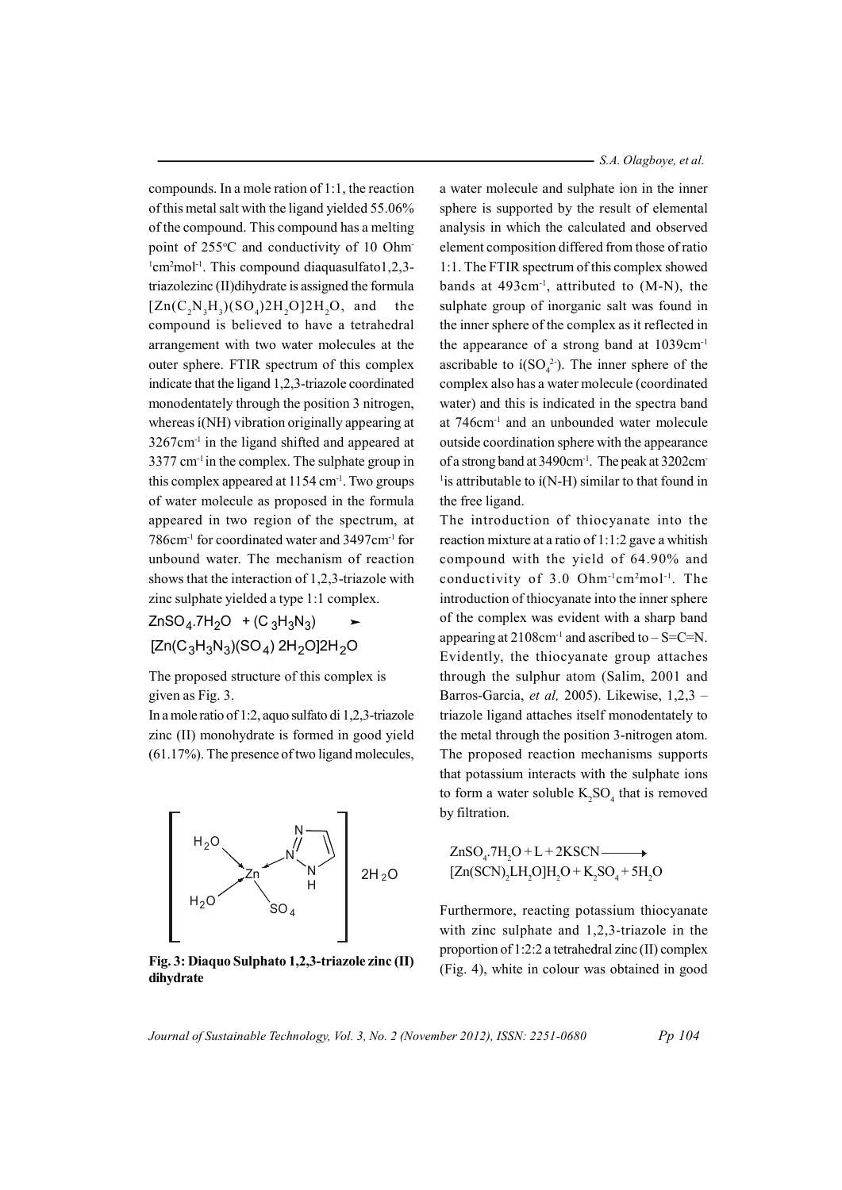compounds. In a mole ration of 1:1, the reaction of this metal salt with the ligand yielded 55.06% of the compound. This compound has a melting point of 255°C and conductivity of 10 Ohm$^{-1}$cm$^{2}$mol$^{-1}$. This compound diaquasulfato1,2,3-triazolezinc (II)dihydrate is assigned the formula $[Zn(C_2N_3H_3)(SO_4)2H_2O]2H_2O$, and the compound is believed to have a tetrahedral arrangement with two water molecules at the outer sphere. FTIR spectrum of this complex indicate that the ligand 1,2,3-triazole coordinated monodentately through the position 3 nitrogen, whereas ν(NH) vibration originally appearing at 3267cm$^{-1}$ in the ligand shifted and appeared at 3377 cm$^{-1}$ in the complex. The sulphate group in this complex appeared at 1154 cm$^{-1}$. Two groups of water molecule as proposed in the formula appeared in two region of the spectrum, at 786cm$^{-1}$ for coordinated water and 3497cm$^{-1}$ for unbound water. The mechanism of reaction shows that the interaction of 1,2,3-triazole with zinc sulphate yielded a type 1:1 complex.

$$ZnSO_4.7H_2O + (C_3H_3N_3) \rightarrow [Zn(C_3H_3N_3)(SO_4)\,2H_2O]2H_2O$$

The proposed structure of this complex is given as Fig. 3.

In a mole ratio of 1:2, aquo sulfato di 1,2,3-triazole zinc (II) monohydrate is formed in good yield (61.17%). The presence of two ligand molecules,

**Fig. 3: Diaquo Sulphato 1,2,3-triazole zinc (II) dihydrate**

a water molecule and sulphate ion in the inner sphere is supported by the result of elemental analysis in which the calculated and observed element composition differed from those of ratio 1:1. The FTIR spectrum of this complex showed bands at 493cm$^{-1}$, attributed to (M-N), the sulphate group of inorganic salt was found in the inner sphere of the complex as it reflected in the appearance of a strong band at 1039cm$^{-1}$ ascribable to ν($SO_4^{2-}$). The inner sphere of the complex also has a water molecule (coordinated water) and this is indicated in the spectra band at 746cm$^{-1}$ and an unbounded water molecule outside coordination sphere with the appearance of a strong band at 3490cm$^{-1}$. The peak at 3202cm$^{-1}$ is attributable to ν(N-H) similar to that found in the free ligand.

The introduction of thiocyanate into the reaction mixture at a ratio of 1:1:2 gave a whitish compound with the yield of 64.90% and conductivity of 3.0 Ohm$^{-1}$cm$^{2}$mol$^{-1}$. The introduction of thiocyanate into the inner sphere of the complex was evident with a sharp band appearing at 2108cm$^{-1}$ and ascribed to – S=C=N. Evidently, the thiocyanate group attaches through the sulphur atom (Salim, 2001 and Barros-Garcia, *et al,* 2005). Likewise, 1,2,3 – triazole ligand attaches itself monodentately to the metal through the position 3-nitrogen atom. The proposed reaction mechanisms supports that potassium interacts with the sulphate ions to form a water soluble $K_2SO_4$ that is removed by filtration.

$$ZnSO_4.7H_2O + L + 2KSCN \longrightarrow [Zn(SCN)_2LH_2O]H_2O + K_2SO_4 + 5H_2O$$

Furthermore, reacting potassium thiocyanate with zinc sulphate and 1,2,3-triazole in the proportion of 1:2:2 a tetrahedral zinc (II) complex (Fig. 4), white in colour was obtained in good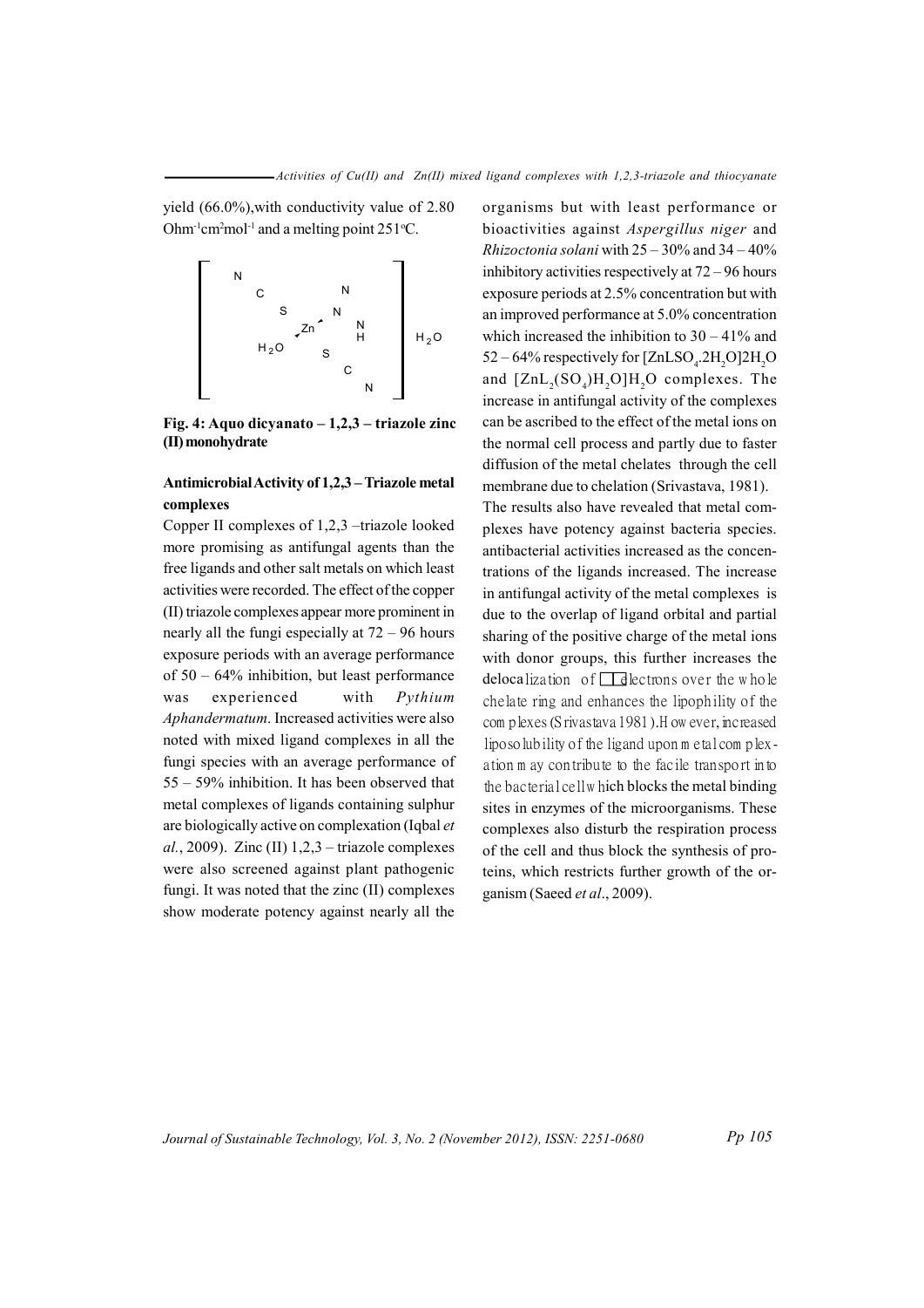yield (66.0%),with conductivity value of 2.80 $Ohm^{-1}cm^2mol^{-1}$ and a melting point 251°C.

**Fig. 4: Aquo dicyanato – 1,2,3 – triazole zinc (II) monohydrate**

### Antimicrobial Activity of 1,2,3 – Triazole metal complexes

Copper II complexes of 1,2,3 –triazole looked more promising as antifungal agents than the free ligands and other salt metals on which least activities were recorded. The effect of the copper (II) triazole complexes appear more prominent in nearly all the fungi especially at 72 – 96 hours exposure periods with an average performance of 50 – 64% inhibition, but least performance was experienced with *Pythium Aphandermatum*. Increased activities were also noted with mixed ligand complexes in all the fungi species with an average performance of 55 – 59% inhibition. It has been observed that metal complexes of ligands containing sulphur are biologically active on complexation (Iqbal *et al.*, 2009). Zinc (II) 1,2,3 – triazole complexes were also screened against plant pathogenic fungi. It was noted that the zinc (II) complexes show moderate potency against nearly all the organisms but with least performance or bioactivities against *Aspergillus niger* and *Rhizoctonia solani* with 25 – 30% and 34 – 40% inhibitory activities respectively at 72 – 96 hours exposure periods at 2.5% concentration but with an improved performance at 5.0% concentration which increased the inhibition to 30 – 41% and 52 – 64% respectively for $[ZnLSO_4.2H_2O]2H_2O$ and $[ZnL_2(SO_4)H_2O]H_2O$ complexes. The increase in antifungal activity of the complexes can be ascribed to the effect of the metal ions on the normal cell process and partly due to faster diffusion of the metal chelates through the cell membrane due to chelation (Srivastava, 1981).

The results also have revealed that metal complexes have potency against bacteria species. antibacterial activities increased as the concentrations of the ligands increased. The increase in antifungal activity of the metal complexes is due to the overlap of ligand orbital and partial sharing of the positive charge of the metal ions with donor groups, this further increases the delocalization of π electrons over the whole chelate ring and enhances the lipophility of the complexes (Srivastava 1981). However, increased liposolubility of the ligand upon metal complexation may contribute to the facile transport into the bacterial cell which blocks the metal binding sites in enzymes of the microorganisms. These complexes also disturb the respiration process of the cell and thus block the synthesis of proteins, which restricts further growth of the organism (Saeed *et al.*, 2009).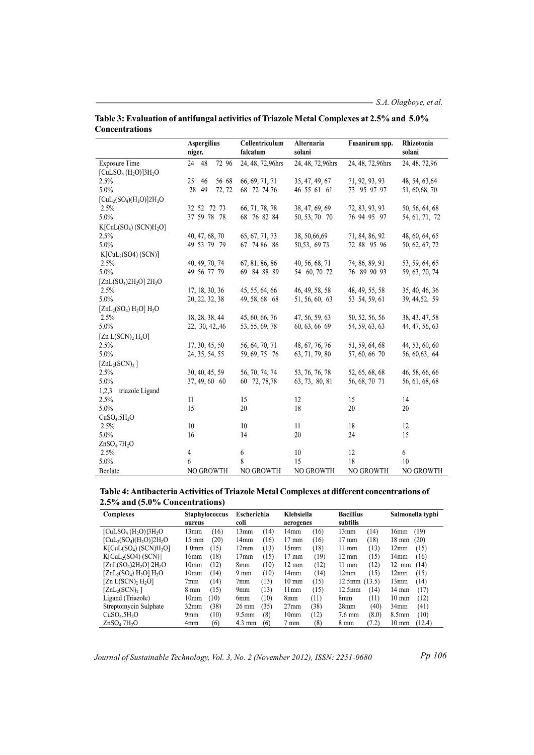**Table 3: Evaluation of antifungal activities of Triazole Metal Complexes at 2.5% and 5.0% Concentrations**

| | Aspergilius niger. | Collentriculum falcatum | Alternaria solani | Fusanirum spp. | Rhizotonia solani |
|---|---|---|---|---|---|
| Exposure Time | 24 48 72 96 | 24, 48, 72,96hrs | 24, 48, 72,96hrs | 24, 48, 72,96hrs | 24, 48, 72,96 |
| $[CuLSO_4(H_2O)]3H_2O$ | | | | | |
| 2.5% | 25 46 56 68 | 66, 69, 71, 71 | 35, 47, 49, 67 | 71, 92, 93, 93 | 48, 54, 63,64 |
| 5.0% | 28 49 72, 72 | 68 72 74 76 | 46 55 61 61 | 73 95 97 97 | 51, 60,68, 70 |
| $[CuL_2(SO_4)(H_2O)]2H_2O$ | | | | | |
| 2.5% | 32 52 72 73 | 66, 71, 78, 78 | 38, 47, 69, 69 | 72, 83, 93, 93 | 50, 56, 64, 68 |
| 5.0% | 37 59 78 78 | 68 76 82 84 | 50, 53, 70 70 | 76 94 95 97 | 54, 61, 71, 72 |
| $K[CuL(SO_4)(SCN)H_2O]$ | | | | | |
| 2.5% | 40, 47, 68, 70 | 65, 67, 71, 73 | 38, 50,66,69 | 71, 84, 86, 92 | 48, 60, 64, 65 |
| 5.0% | 49 53 79 79 | 67 74 86 86 | 50,53, 69 73 | 72 88 95 96 | 50, 62, 67, 72 |
| $K[CuL_2(SO4)(SCN)]$ | | | | | |
| 2.5% | 40, 49, 70, 74 | 67, 81, 86, 86 | 40, 56, 68, 71 | 74, 86, 89, 91 | 53, 59, 64, 65 |
| 5.0% | 49 56 77 79 | 69 84 88 89 | 54 60, 70 72 | 76 89 90 93 | 59, 63, 70, 74 |
| $[ZnL(SO_4)2H_2O]2H_2O$ | | | | | |
| 2.5% | 17, 18, 30, 36 | 45, 55, 64, 66 | 46, 49, 58, 58 | 48, 49, 55, 58 | 35, 40, 46, 36 |
| 5.0% | 20, 22, 32, 38 | 49, 58, 68 68 | 51, 56, 60, 63 | 53 54, 59, 61 | 39, 44,52, 59 |
| $[ZnL_2(SO_4)H_2O]H_2O$ | | | | | |
| 2.5% | 18, 28, 38, 44 | 45, 60, 66, 76 | 47, 56, 59, 63 | 50, 52, 56, 56 | 38, 43, 47, 58 |
| 5.0% | 22, 30, 42,,46 | 53, 55, 69, 78 | 60, 63, 66 69 | 54, 59, 63, 63 | 44, 47, 56, 63 |
| $[ZnL(SCN)_2H_2O]$ | | | | | |
| 2.5% | 17, 30, 45, 50 | 56, 64, 70, 71 | 48, 67, 76, 76 | 51, 59, 64, 68 | 44, 53, 60, 60 |
| 5.0% | 24, 35, 54, 55 | 59, 69, 75 76 | 63, 71, 79, 80 | 57, 60, 66 70 | 56, 60,63, 64 |
| $[ZnL_2(SCN)_2]$ | | | | | |
| 2.5% | 30, 40, 45, 59 | 56, 70, 74, 74 | 53, 76, 76, 78 | 52, 65, 68, 68 | 46, 58, 66, 66 |
| 5.0% | 37, 49, 60 60 | 60 72, 78,78 | 63, 73, 80, 81 | 56, 68, 70 71 | 56, 61, 68, 68 |
| 1,2,3 triazole Ligand | | | | | |
| 2.5% | 11 | 15 | 12 | 15 | 14 |
| 5.0% | 15 | 20 | 18 | 20 | 20 |
| $CuSO_4.5H_2O$ | | | | | |
| 2.5% | 10 | 10 | 11 | 18 | 12 |
| 5.0% | 16 | 14 | 20 | 24 | 15 |
| $ZnSO_4.7H_2O$ | | | | | |
| 2.5% | 4 | 6 | 10 | 12 | 6 |
| 5.0% | 6 | 8 | 15 | 18 | 10 |
| Benlate | NO GROWTH | NO GROWTH | NO GROWTH | NO GROWTH | NO GROWTH |

**Table 4: Antibacteria Activities of Triazole Metal Complexes at different concentrations of 2.5% and (5.0% Concentrations)**

| Complexes | Staphylococcus aureus | Escherichia coli | Klebsiella aerogenes | Bacillius subtilis | Salmonella typhi |
|---|---|---|---|---|---|
| $[CuLSO_4(H_2O)]3H_2O$ | 13mm (16) | 13mm (14) | 14mm (16) | 13mm (14) | 16mm (19) |
| $[CuL_2(SO_4)(H_2O)]2H_2O$ | 15 mm (20) | 14mm (16) | 17 mm (16) | 17 mm (18) | 18 mm (20) |
| $K[CuL(SO_4)(SCN)H_2O]$ | 1 0mm (15) | 12mm (13) | 15mm (18) | 11 mm (13) | 12mm (15) |
| $K[CuL_2(SO4)(SCN)]$ | 16mm (18) | 17mm (15) | 17 mm (19) | 12 mm (15) | 14mm (16) |
| $[ZnL(SO_4)2H_2O]2H_2O$ | 10mm (12) | 8mm (10) | 12 mm (12) | 11 mm (12) | 12 mm (14) |
| $[ZnL_2(SO_4)H_2O]H_2O$ | 10mm (14) | 9 mm (10) | 14mm (14) | 12mm (15) | 12mm (15) |
| $[ZnL(SCN)_2H_2O]$ | 7mm (14) | 7mm (13) | 10 mm (15) | 12.5mm (13.5) | 13mm (14) |
| $[ZnL_2(SCN)_2]$ | 8 mm (15) | 9mm (13) | 11mm (15) | 12.5mm (14) | 14 mm (17) |
| Ligand (Triazole) | 10mm (10) | 6mm (10) | 8mm (11) | 8mm (11) | 10 mm (12) |
| Streptomycin Sulphate | 32mm (38) | 26 mm (35) | 27mm (38) | 28mm (40) | 34mm (41) |
| $CuSO_4.5H_2O$ | 9mm (10) | 9.5mm (8) | 10mm (12) | 7.6 mm (8.0) | 8.5mm (10) |
| $ZnSO_4.7H_2O$ | 4mm (6) | 4.3 mm (6) | 7 mm (8) | 8 mm (7.2) | 10 mm (12.4) |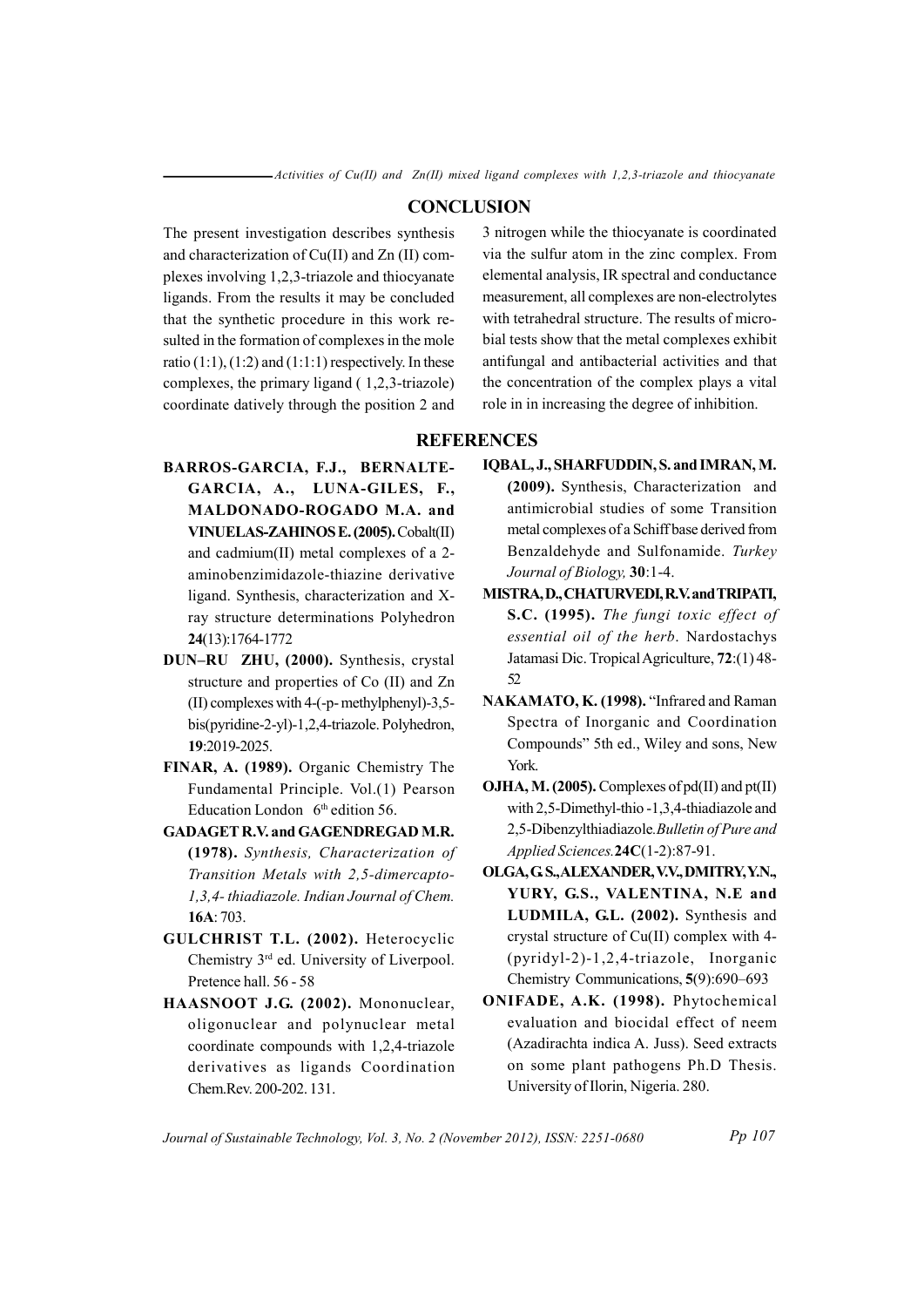## CONCLUSION

The present investigation describes synthesis and characterization of Cu(II) and Zn (II) complexes involving 1,2,3-triazole and thiocyanate ligands. From the results it may be concluded that the synthetic procedure in this work resulted in the formation of complexes in the mole ratio (1:1), (1:2) and (1:1:1) respectively. In these complexes, the primary ligand ( 1,2,3-triazole) coordinate datively through the position 2 and 3 nitrogen while the thiocyanate is coordinated via the sulfur atom in the zinc complex. From elemental analysis, IR spectral and conductance measurement, all complexes are non-electrolytes with tetrahedral structure. The results of microbial tests show that the metal complexes exhibit antifungal and antibacterial activities and that the concentration of the complex plays a vital role in in increasing the degree of inhibition.

## REFERENCES

**BARROS-GARCIA, F.J., BERNALTE-GARCIA, A., LUNA-GILES, F., MALDONADO-ROGADO M.A. and VINUELAS-ZAHINOS E. (2005).** Cobalt(II) and cadmium(II) metal complexes of a 2-aminobenzimidazole-thiazine derivative ligand. Synthesis, characterization and X-ray structure determinations Polyhedron **24**(13):1764-1772

**DUN–RU ZHU, (2000).** Synthesis, crystal structure and properties of Co (II) and Zn (II) complexes with 4-(-p- methylphenyl)-3,5-bis(pyridine-2-yl)-1,2,4-triazole. Polyhedron, **19**:2019-2025.

**FINAR, A. (1989).** Organic Chemistry The Fundamental Principle. Vol.(1) Pearson Education London 6th edition 56.

**GADAGET R.V. and GAGENDREGAD M.R. (1978).** *Synthesis, Characterization of Transition Metals with 2,5-dimercapto-1,3,4- thiadiazole. Indian Journal of Chem.* **16A**: 703.

**GULCHRIST T.L. (2002).** Heterocyclic Chemistry 3rd ed. University of Liverpool. Pretence hall. 56 - 58

**HAASNOOT J.G. (2002).** Mononuclear, oligonuclear and polynuclear metal coordinate compounds with 1,2,4-triazole derivatives as ligands Coordination Chem.Rev. 200-202. 131.

**IQBAL, J., SHARFUDDIN, S. and IMRAN, M. (2009).** Synthesis, Characterization and antimicrobial studies of some Transition metal complexes of a Schiff base derived from Benzaldehyde and Sulfonamide. *Turkey Journal of Biology,* **30**:1-4.

**MISTRA, D., CHATURVEDI, R.V. and TRIPATI, S.C. (1995).** *The fungi toxic effect of essential oil of the herb.* Nardostachys Jatamasi Dic. Tropical Agriculture, **72**:(1) 48-52

**NAKAMATO, K. (1998).** "Infrared and Raman Spectra of Inorganic and Coordination Compounds" 5th ed., Wiley and sons, New York.

**OJHA, M. (2005).** Complexes of pd(II) and pt(II) with 2,5-Dimethyl-thio -1,3,4-thiadiazole and 2,5-Dibenzylthiadiazole.*Bulletin of Pure and Applied Sciences.* **24C**(1-2):87-91.

**OLGA, G.S., ALEXANDER, V.V., DMITRY, Y.N., YURY, G.S., VALENTINA, N.E and LUDMILA, G.L. (2002).** Synthesis and crystal structure of Cu(II) complex with 4-(pyridyl-2)-1,2,4-triazole, Inorganic Chemistry Communications, **5**(9):690–693

**ONIFADE, A.K. (1998).** Phytochemical evaluation and biocidal effect of neem (Azadirachta indica A. Juss). Seed extracts on some plant pathogens Ph.D Thesis. University of Ilorin, Nigeria. 280.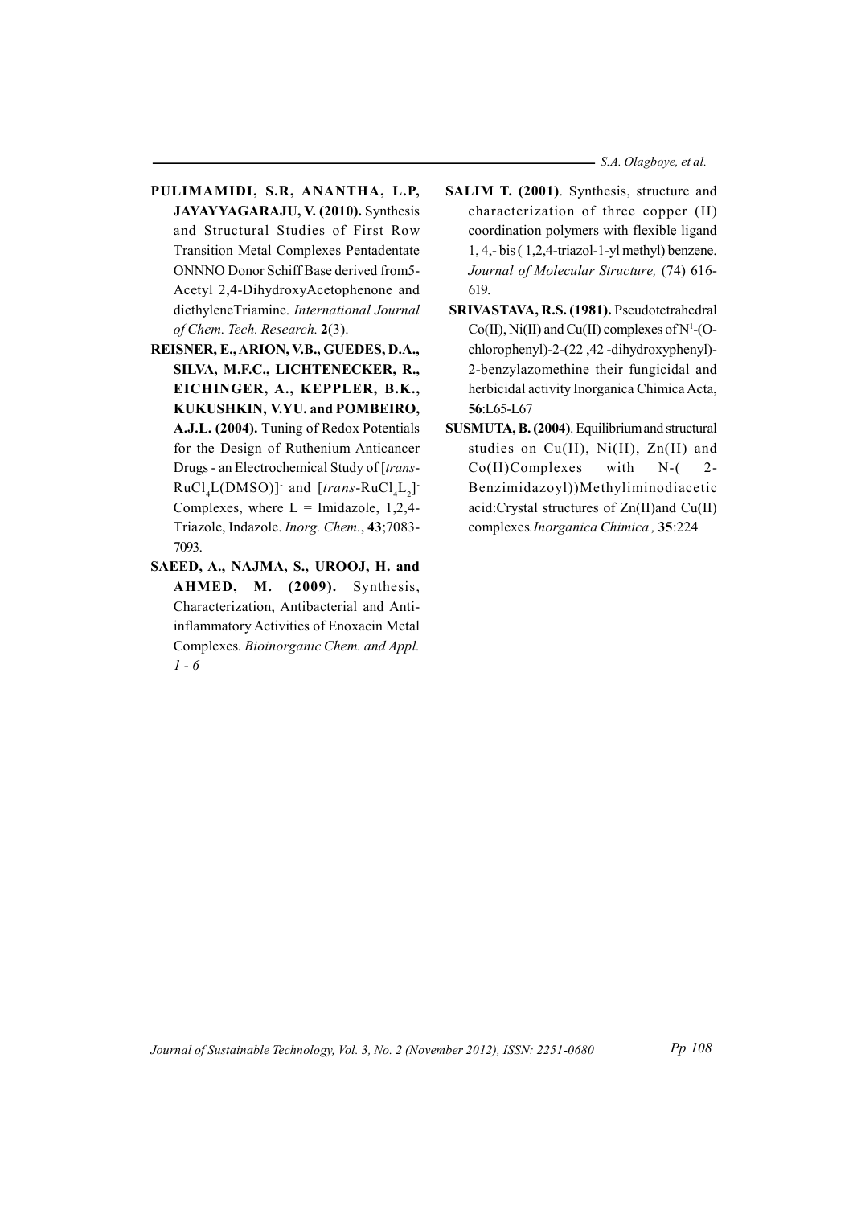**PULIMAMIDI, S.R, ANANTHA, L.P, JAYAYYAGARAJU, V. (2010).** Synthesis and Structural Studies of First Row Transition Metal Complexes Pentadentate ONNNO Donor Schiff Base derived from5-Acetyl 2,4-DihydroxyAcetophenone and diethyleneTriamine. *International Journal of Chem. Tech. Research.* **2**(3).

**REISNER, E., ARION, V.B., GUEDES, D.A., SILVA, M.F.C., LICHTENECKER, R., EICHINGER, A., KEPPLER, B.K., KUKUSHKIN, V.YU. and POMBEIRO, A.J.L. (2004).** Tuning of Redox Potentials for the Design of Ruthenium Anticancer Drugs - an Electrochemical Study of [*trans*-$RuCl_4L(DMSO)]^-$ and [*trans*-$RuCl_4L_2]^-$ Complexes, where L = Imidazole, 1,2,4-Triazole, Indazole. *Inorg. Chem.*, **43**;7083-7093.

**SAEED, A., NAJMA, S., UROOJ, H. and AHMED, M. (2009).** Synthesis, Characterization, Antibacterial and Anti-inflammatory Activities of Enoxacin Metal Complexes. *Bioinorganic Chem. and Appl. 1 - 6*

**SALIM T. (2001)**. Synthesis, structure and characterization of three copper (II) coordination polymers with flexible ligand 1, 4,- bis ( 1,2,4-triazol-1-yl methyl) benzene. *Journal of Molecular Structure,* (74) 616-619.

**SRIVASTAVA, R.S. (1981).** Pseudotetrahedral Co(II), Ni(II) and Cu(II) complexes of N[1]-(O-chlorophenyl)-2-(22 ,42 -dihydroxyphenyl)-2-benzylazomethine their fungicidal and herbicidal activity Inorganica Chimica Acta, **56**:L65-L67

**SUSMUTA, B. (2004)**. Equilibrium and structural studies on Cu(II), Ni(II), Zn(II) and Co(II)Complexes with N-( 2-Benzimidazoyl))Methyliminodiacetic acid:Crystal structures of Zn(II)and Cu(II) complexes.*Inorganica Chimica ,* **35**:224